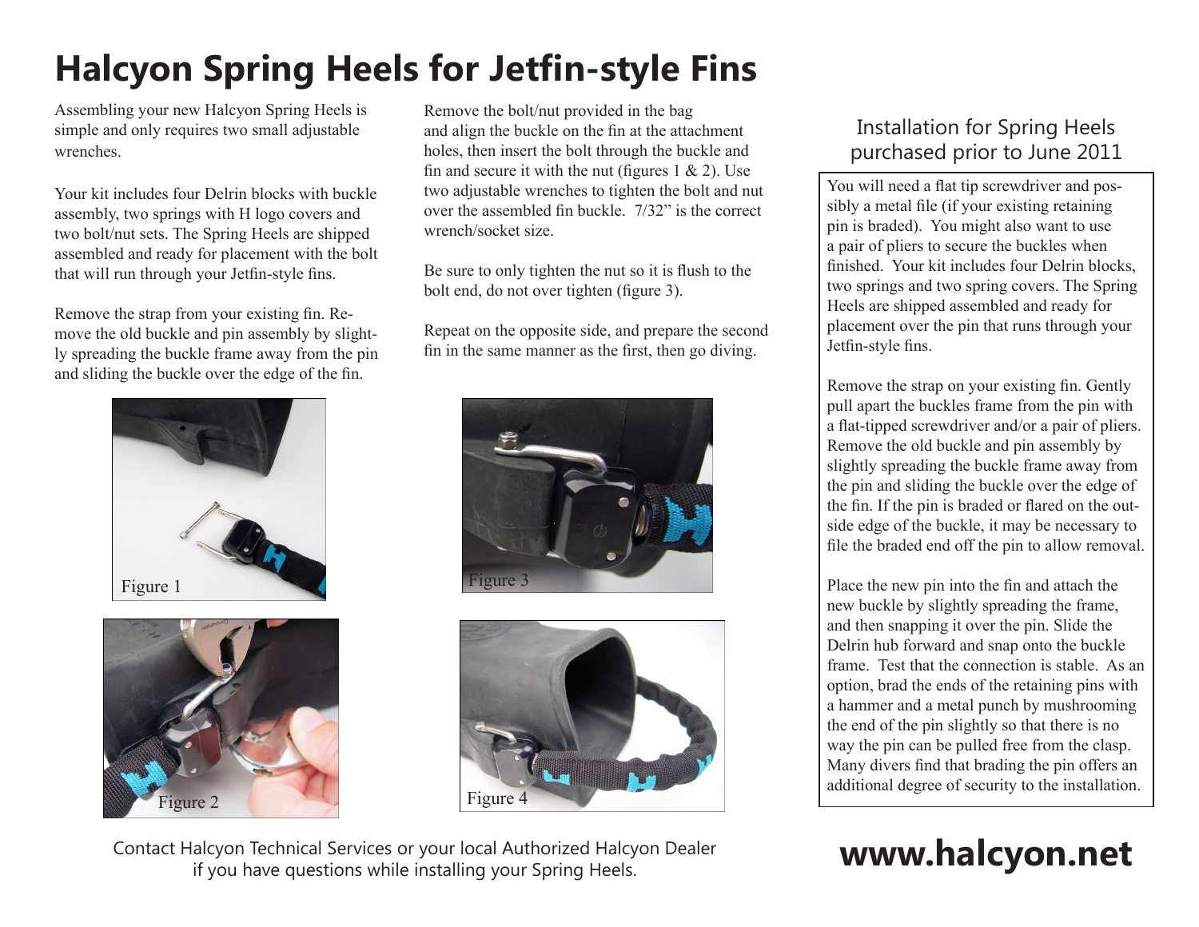# Halcyon Spring Heels for Jetfin-style Fins

Assembling your new Halcyon Spring Heels is simple and only requires two small adjustable wrenches.

Your kit includes four Delrin blocks with buckle assembly, two springs with H logo covers and two bolt/nut sets. The Spring Heels are shipped assembled and ready for placement with the bolt that will run through your Jetfin-style fins.

Remove the strap from your existing fin. Remove the old buckle and pin assembly by slightly spreading the buckle frame away from the pin and sliding the buckle over the edge of the fin.

Remove the bolt/nut provided in the bag and align the buckle on the fin at the attachment holes, then insert the bolt through the buckle and fin and secure it with the nut (figures 1 & 2). Use two adjustable wrenches to tighten the bolt and nut over the assembled fin buckle. 7/32" is the correct wrench/socket size.

Be sure to only tighten the nut so it is flush to the bolt end, do not over tighten (figure 3).

Repeat on the opposite side, and prepare the second fin in the same manner as the first, then go diving.

Figure 1

Figure 2

Figure 3

Figure 4

Contact Halcyon Technical Services or your local Authorized Halcyon Dealer if you have questions while installing your Spring Heels.

## Installation for Spring Heels purchased prior to June 2011

You will need a flat tip screwdriver and possibly a metal file (if your existing retaining pin is braded). You might also want to use a pair of pliers to secure the buckles when finished. Your kit includes four Delrin blocks, two springs and two spring covers. The Spring Heels are shipped assembled and ready for placement over the pin that runs through your Jetfin-style fins.

Remove the strap on your existing fin. Gently pull apart the buckles frame from the pin with a flat-tipped screwdriver and/or a pair of pliers. Remove the old buckle and pin assembly by slightly spreading the buckle frame away from the pin and sliding the buckle over the edge of the fin. If the pin is braded or flared on the outside edge of the buckle, it may be necessary to file the braded end off the pin to allow removal.

Place the new pin into the fin and attach the new buckle by slightly spreading the frame, and then snapping it over the pin. Slide the Delrin hub forward and snap onto the buckle frame. Test that the connection is stable. As an option, brad the ends of the retaining pins with a hammer and a metal punch by mushrooming the end of the pin slightly so that there is no way the pin can be pulled free from the clasp. Many divers find that brading the pin offers an additional degree of security to the installation.

**www.halcyon.net**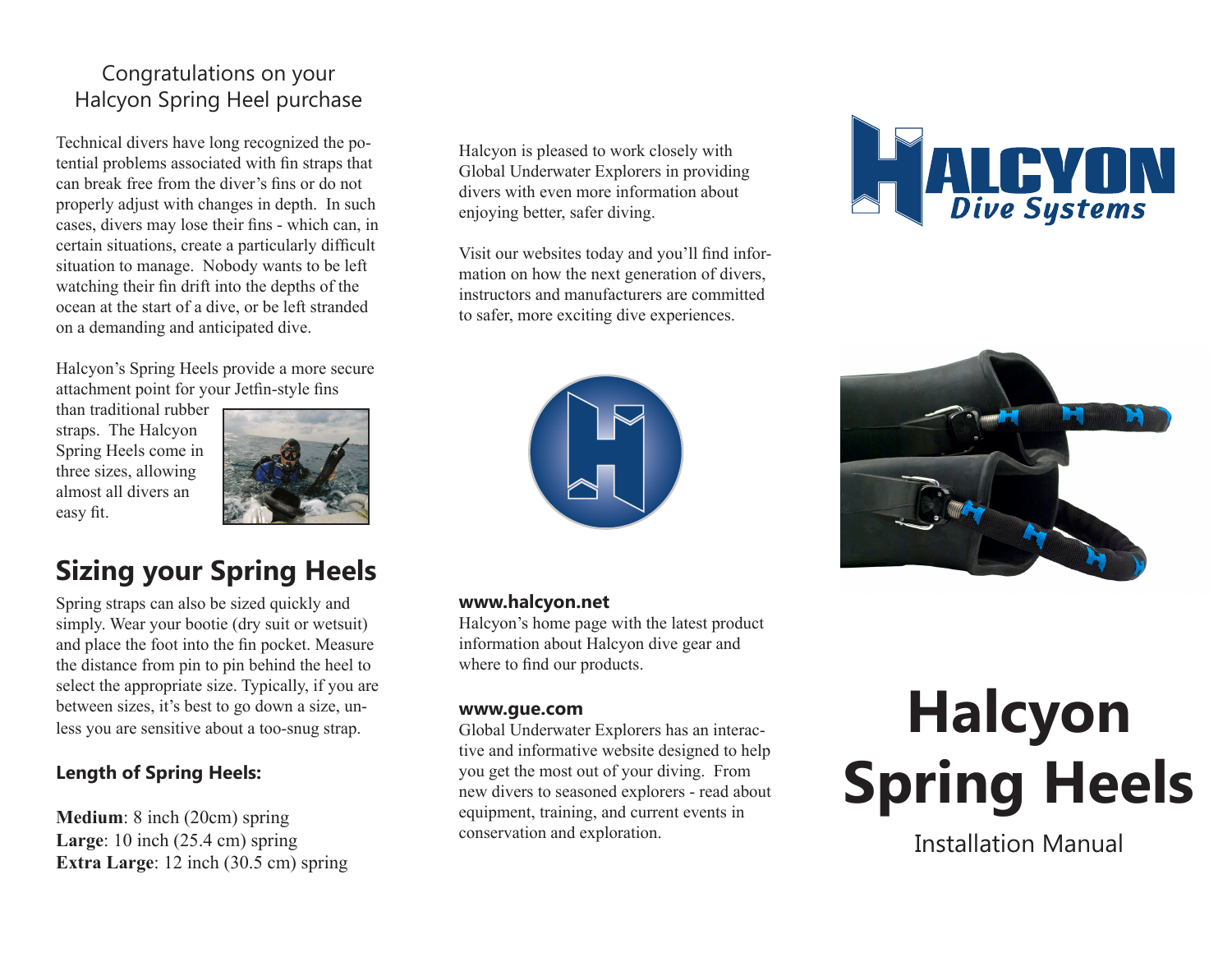## Congratulations on your Halcyon Spring Heel purchase

Technical divers have long recognized the potential problems associated with fin straps that can break free from the diver's fins or do not properly adjust with changes in depth. In such cases, divers may lose their fins - which can, in certain situations, create a particularly difficult situation to manage. Nobody wants to be left watching their fin drift into the depths of the ocean at the start of a dive, or be left stranded on a demanding and anticipated dive.

Halcyon's Spring Heels provide a more secure attachment point for your Jetfin-style fins than traditional rubber straps. The Halcyon Spring Heels come in three sizes, allowing almost all divers an easy fit.

## Sizing your Spring Heels

Spring straps can also be sized quickly and simply. Wear your bootie (dry suit or wetsuit) and place the foot into the fin pocket. Measure the distance from pin to pin behind the heel to select the appropriate size. Typically, if you are between sizes, it's best to go down a size, unless you are sensitive about a too-snug strap.

### Length of Spring Heels:

**Medium**: 8 inch (20cm) spring
**Large**: 10 inch (25.4 cm) spring
**Extra Large**: 12 inch (30.5 cm) spring

Halcyon is pleased to work closely with Global Underwater Explorers in providing divers with even more information about enjoying better, safer diving.

Visit our websites today and you'll find information on how the next generation of divers, instructors and manufacturers are committed to safer, more exciting dive experiences.

**www.halcyon.net**
Halcyon's home page with the latest product information about Halcyon dive gear and where to find our products.

**www.gue.com**
Global Underwater Explorers has an interactive and informative website designed to help you get the most out of your diving. From new divers to seasoned explorers - read about equipment, training, and current events in conservation and exploration.

HALCYON Dive Systems

# Halcyon Spring Heels

Installation Manual